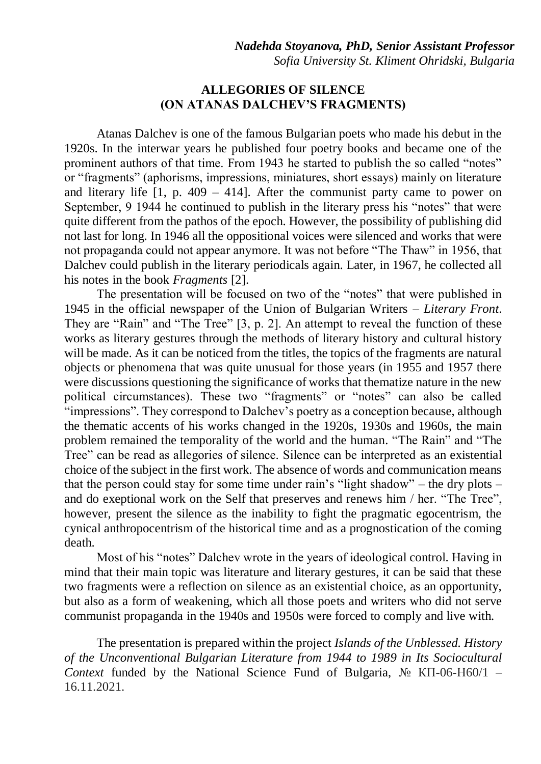*Nadehda Stoyanova, PhD, Senior Assistant Professor*
*Sofia University St. Kliment Ohridski, Bulgaria*

# ALLEGORIES OF SILENCE (ON ATANAS DALCHEV'S FRAGMENTS)

Atanas Dalchev is one of the famous Bulgarian poets who made his debut in the 1920s. In the interwar years he published four poetry books and became one of the prominent authors of that time. From 1943 he started to publish the so called "notes" or "fragments" (aphorisms, impressions, miniatures, short essays) mainly on literature and literary life [1, p. 409 – 414]. After the communist party came to power on September, 9 1944 he continued to publish in the literary press his "notes" that were quite different from the pathos of the epoch. However, the possibility of publishing did not last for long. In 1946 all the oppositional voices were silenced and works that were not propaganda could not appear anymore. It was not before "The Thaw" in 1956, that Dalchev could publish in the literary periodicals again. Later, in 1967, he collected all his notes in the book *Fragments* [2].

The presentation will be focused on two of the "notes" that were published in 1945 in the official newspaper of the Union of Bulgarian Writers – *Literary Front*. They are "Rain" and "The Tree" [3, p. 2]. An attempt to reveal the function of these works as literary gestures through the methods of literary history and cultural history will be made. As it can be noticed from the titles, the topics of the fragments are natural objects or phenomena that was quite unusual for those years (in 1955 and 1957 there were discussions questioning the significance of works that thematize nature in the new political circumstances). These two "fragments" or "notes" can also be called "impressions". They correspond to Dalchev's poetry as a conception because, although the thematic accents of his works changed in the 1920s, 1930s and 1960s, the main problem remained the temporality of the world and the human. "The Rain" and "The Tree" can be read as allegories of silence. Silence can be interpreted as an existential choice of the subject in the first work. The absence of words and communication means that the person could stay for some time under rain's "light shadow" – the dry plots – and do exeptional work on the Self that preserves and renews him / her. "The Tree", however, present the silence as the inability to fight the pragmatic egocentrism, the cynical anthropocentrism of the historical time and as a prognostication of the coming death.

Most of his "notes" Dalchev wrote in the years of ideological control. Having in mind that their main topic was literature and literary gestures, it can be said that these two fragments were a reflection on silence as an existential choice, as an opportunity, but also as a form of weakening, which all those poets and writers who did not serve communist propaganda in the 1940s and 1950s were forced to comply and live with.

The presentation is prepared within the project *Islands of the Unblessed. History of the Unconventional Bulgarian Literature from 1944 to 1989 in Its Sociocultural Context* funded by the National Science Fund of Bulgaria, № КП-06-Н60/1 – 16.11.2021.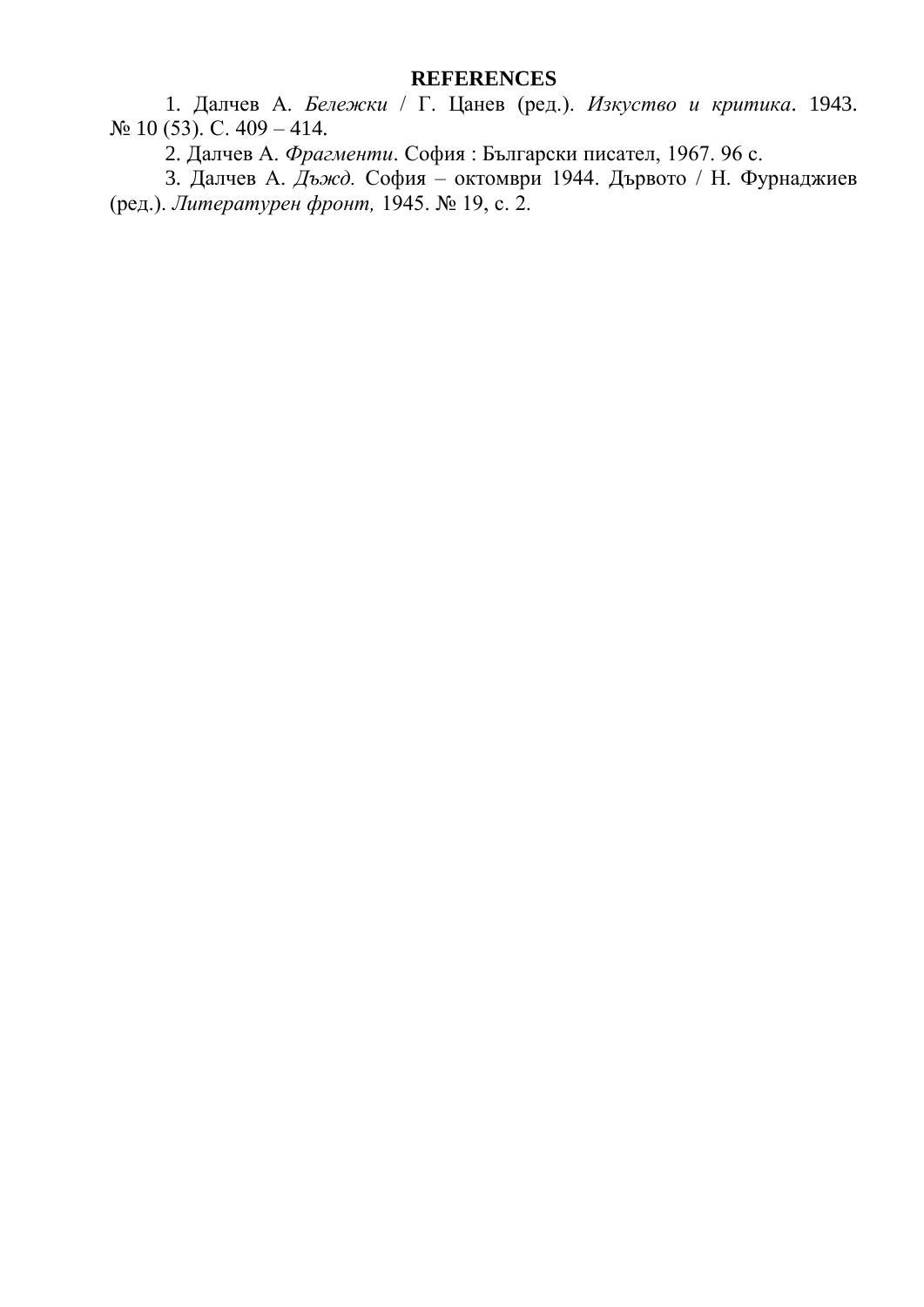**REFERENCES**

1. Далчев А. *Бележки* / Г. Цанев (ред.). *Изкуство и критика*. 1943. № 10 (53). С. 409 – 414.

2. Далчев А. *Фрагменти*. София : Български писател, 1967. 96 с.

3. Далчев А. *Дъжд.* София – октомври 1944. Дървото / Н. Фурнаджиев (ред.). *Литературен фронт,* 1945. № 19, с. 2.